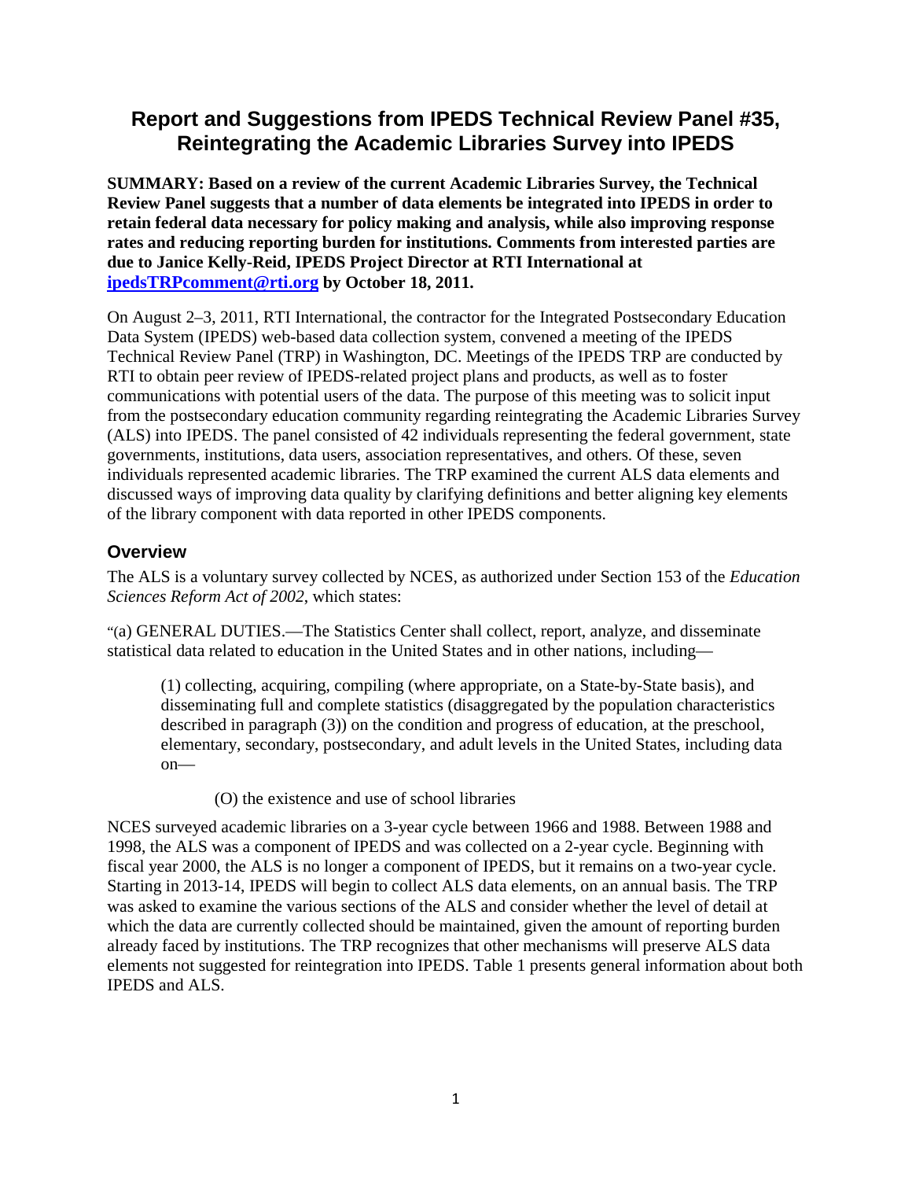# Report and Suggestions from IPEDS Technical Review Panel #35, Reintegrating the Academic Libraries Survey into IPEDS

**SUMMARY: Based on a review of the current Academic Libraries Survey, the Technical Review Panel suggests that a number of data elements be integrated into IPEDS in order to retain federal data necessary for policy making and analysis, while also improving response rates and reducing reporting burden for institutions. Comments from interested parties are due to Janice Kelly-Reid, IPEDS Project Director at RTI International at [ipedsTRPcomment@rti.org](mailto:ipedsTRPcomment@rti.org) by October 18, 2011.**

On August 2–3, 2011, RTI International, the contractor for the Integrated Postsecondary Education Data System (IPEDS) web-based data collection system, convened a meeting of the IPEDS Technical Review Panel (TRP) in Washington, DC. Meetings of the IPEDS TRP are conducted by RTI to obtain peer review of IPEDS-related project plans and products, as well as to foster communications with potential users of the data. The purpose of this meeting was to solicit input from the postsecondary education community regarding reintegrating the Academic Libraries Survey (ALS) into IPEDS. The panel consisted of 42 individuals representing the federal government, state governments, institutions, data users, association representatives, and others. Of these, seven individuals represented academic libraries. The TRP examined the current ALS data elements and discussed ways of improving data quality by clarifying definitions and better aligning key elements of the library component with data reported in other IPEDS components.

## Overview

The ALS is a voluntary survey collected by NCES, as authorized under Section 153 of the *Education Sciences Reform Act of 2002*, which states:

"(a) GENERAL DUTIES.—The Statistics Center shall collect, report, analyze, and disseminate statistical data related to education in the United States and in other nations, including—

> (1) collecting, acquiring, compiling (where appropriate, on a State-by-State basis), and disseminating full and complete statistics (disaggregated by the population characteristics described in paragraph (3)) on the condition and progress of education, at the preschool, elementary, secondary, postsecondary, and adult levels in the United States, including data on—
>
> > (O) the existence and use of school libraries

NCES surveyed academic libraries on a 3-year cycle between 1966 and 1988. Between 1988 and 1998, the ALS was a component of IPEDS and was collected on a 2-year cycle. Beginning with fiscal year 2000, the ALS is no longer a component of IPEDS, but it remains on a two-year cycle. Starting in 2013-14, IPEDS will begin to collect ALS data elements, on an annual basis. The TRP was asked to examine the various sections of the ALS and consider whether the level of detail at which the data are currently collected should be maintained, given the amount of reporting burden already faced by institutions. The TRP recognizes that other mechanisms will preserve ALS data elements not suggested for reintegration into IPEDS. Table 1 presents general information about both IPEDS and ALS.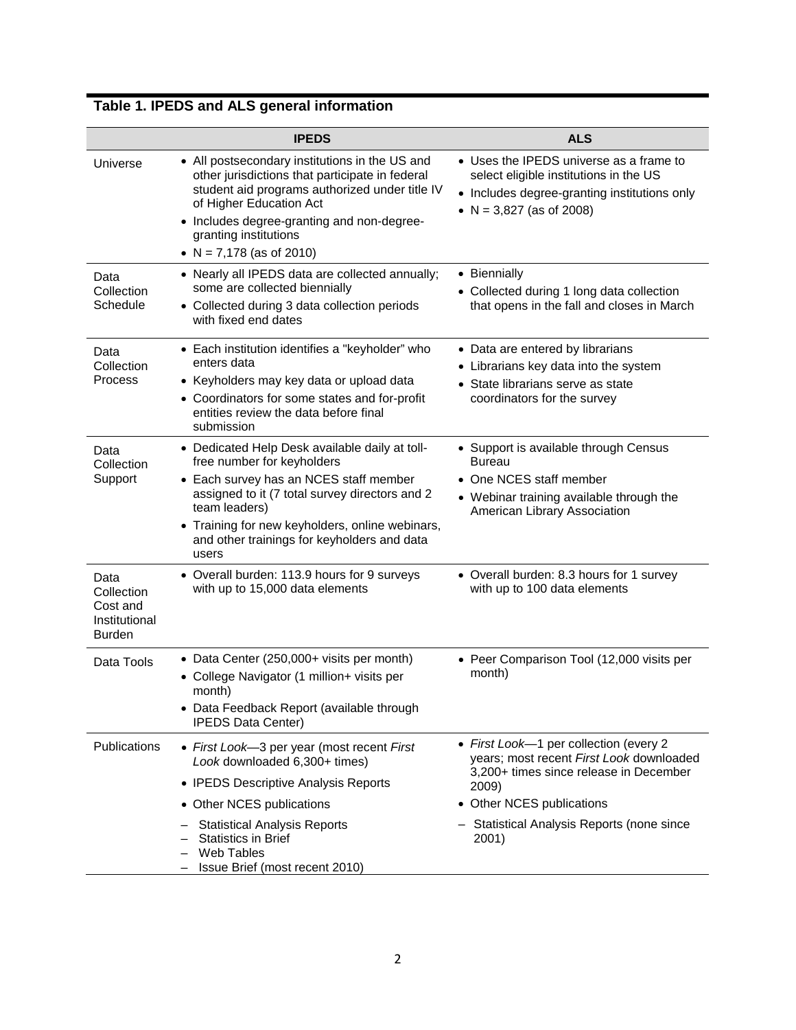**Table 1. IPEDS and ALS general information**

| | IPEDS | ALS |
|---|---|---|
| Universe | • All postsecondary institutions in the US and other jurisdictions that participate in federal student aid programs authorized under title IV of Higher Education Act<br>• Includes degree-granting and non-degree-granting institutions<br>• N = 7,178 (as of 2010) | • Uses the IPEDS universe as a frame to select eligible institutions in the US<br>• Includes degree-granting institutions only<br>• N = 3,827 (as of 2008) |
| Data Collection Schedule | • Nearly all IPEDS data are collected annually; some are collected biennially<br>• Collected during 3 data collection periods with fixed end dates | • Biennially<br>• Collected during 1 long data collection that opens in the fall and closes in March |
| Data Collection Process | • Each institution identifies a "keyholder" who enters data<br>• Keyholders may key data or upload data<br>• Coordinators for some states and for-profit entities review the data before final submission | • Data are entered by librarians<br>• Librarians key data into the system<br>• State librarians serve as state coordinators for the survey |
| Data Collection Support | • Dedicated Help Desk available daily at toll-free number for keyholders<br>• Each survey has an NCES staff member assigned to it (7 total survey directors and 2 team leaders)<br>• Training for new keyholders, online webinars, and other trainings for keyholders and data users | • Support is available through Census Bureau<br>• One NCES staff member<br>• Webinar training available through the American Library Association |
| Data Collection Cost and Institutional Burden | • Overall burden: 113.9 hours for 9 surveys with up to 15,000 data elements | • Overall burden: 8.3 hours for 1 survey with up to 100 data elements |
| Data Tools | • Data Center (250,000+ visits per month)<br>• College Navigator (1 million+ visits per month)<br>• Data Feedback Report (available through IPEDS Data Center) | • Peer Comparison Tool (12,000 visits per month) |
| Publications | • *First Look*—3 per year (most recent *First Look* downloaded 6,300+ times)<br>• IPEDS Descriptive Analysis Reports<br>• Other NCES publications<br>– Statistical Analysis Reports<br>– Statistics in Brief<br>– Web Tables<br>– Issue Brief (most recent 2010) | • *First Look*—1 per collection (every 2 years; most recent *First Look* downloaded 3,200+ times since release in December 2009)<br>• Other NCES publications<br>– Statistical Analysis Reports (none since 2001) |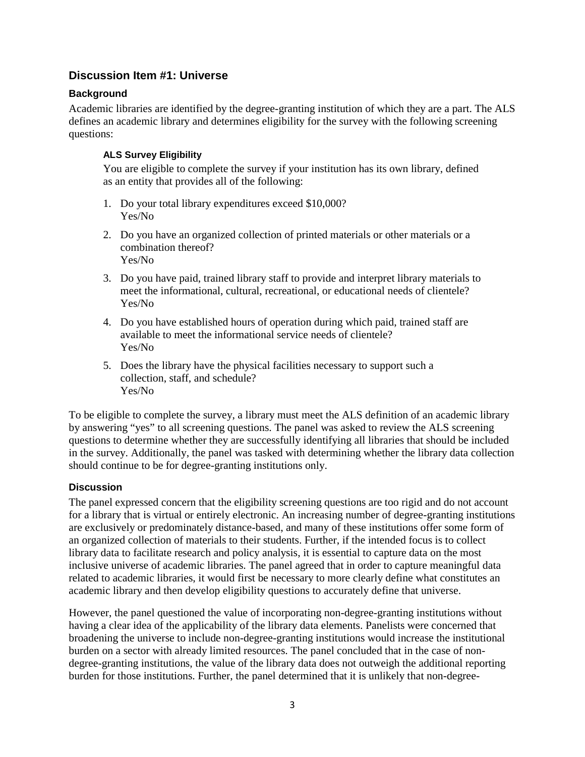## Discussion Item #1: Universe

### Background

Academic libraries are identified by the degree-granting institution of which they are a part. The ALS defines an academic library and determines eligibility for the survey with the following screening questions:

#### ALS Survey Eligibility

You are eligible to complete the survey if your institution has its own library, defined as an entity that provides all of the following:

1. Do your total library expenditures exceed $10,000?
   Yes/No
2. Do you have an organized collection of printed materials or other materials or a combination thereof?
   Yes/No
3. Do you have paid, trained library staff to provide and interpret library materials to meet the informational, cultural, recreational, or educational needs of clientele?
   Yes/No
4. Do you have established hours of operation during which paid, trained staff are available to meet the informational service needs of clientele?
   Yes/No
5. Does the library have the physical facilities necessary to support such a collection, staff, and schedule?
   Yes/No

To be eligible to complete the survey, a library must meet the ALS definition of an academic library by answering "yes" to all screening questions. The panel was asked to review the ALS screening questions to determine whether they are successfully identifying all libraries that should be included in the survey. Additionally, the panel was tasked with determining whether the library data collection should continue to be for degree-granting institutions only.

### Discussion

The panel expressed concern that the eligibility screening questions are too rigid and do not account for a library that is virtual or entirely electronic. An increasing number of degree-granting institutions are exclusively or predominately distance-based, and many of these institutions offer some form of an organized collection of materials to their students. Further, if the intended focus is to collect library data to facilitate research and policy analysis, it is essential to capture data on the most inclusive universe of academic libraries. The panel agreed that in order to capture meaningful data related to academic libraries, it would first be necessary to more clearly define what constitutes an academic library and then develop eligibility questions to accurately define that universe.

However, the panel questioned the value of incorporating non-degree-granting institutions without having a clear idea of the applicability of the library data elements. Panelists were concerned that broadening the universe to include non-degree-granting institutions would increase the institutional burden on a sector with already limited resources. The panel concluded that in the case of non-degree-granting institutions, the value of the library data does not outweigh the additional reporting burden for those institutions. Further, the panel determined that it is unlikely that non-degree-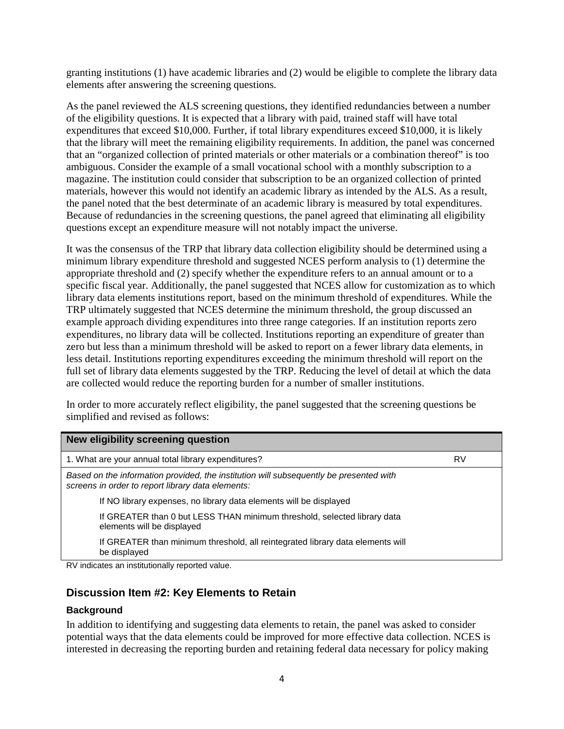granting institutions (1) have academic libraries and (2) would be eligible to complete the library data elements after answering the screening questions.

As the panel reviewed the ALS screening questions, they identified redundancies between a number of the eligibility questions. It is expected that a library with paid, trained staff will have total expenditures that exceed $10,000. Further, if total library expenditures exceed $10,000, it is likely that the library will meet the remaining eligibility requirements. In addition, the panel was concerned that an "organized collection of printed materials or other materials or a combination thereof" is too ambiguous. Consider the example of a small vocational school with a monthly subscription to a magazine. The institution could consider that subscription to be an organized collection of printed materials, however this would not identify an academic library as intended by the ALS. As a result, the panel noted that the best determinate of an academic library is measured by total expenditures. Because of redundancies in the screening questions, the panel agreed that eliminating all eligibility questions except an expenditure measure will not notably impact the universe.

It was the consensus of the TRP that library data collection eligibility should be determined using a minimum library expenditure threshold and suggested NCES perform analysis to (1) determine the appropriate threshold and (2) specify whether the expenditure refers to an annual amount or to a specific fiscal year. Additionally, the panel suggested that NCES allow for customization as to which library data elements institutions report, based on the minimum threshold of expenditures. While the TRP ultimately suggested that NCES determine the minimum threshold, the group discussed an example approach dividing expenditures into three range categories. If an institution reports zero expenditures, no library data will be collected. Institutions reporting an expenditure of greater than zero but less than a minimum threshold will be asked to report on a fewer library data elements, in less detail. Institutions reporting expenditures exceeding the minimum threshold will report on the full set of library data elements suggested by the TRP. Reducing the level of detail at which the data are collected would reduce the reporting burden for a number of smaller institutions.

In order to more accurately reflect eligibility, the panel suggested that the screening questions be simplified and revised as follows:

| New eligibility screening question | |
|---|---|
| 1. What are your annual total library expenditures? | RV |
| *Based on the information provided, the institution will subsequently be presented with screens in order to report library data elements:* | |
| If NO library expenses, no library data elements will be displayed | |
| If GREATER than 0 but LESS THAN minimum threshold, selected library data elements will be displayed | |
| If GREATER than minimum threshold, all reintegrated library data elements will be displayed | |

RV indicates an institutionally reported value.

## Discussion Item #2: Key Elements to Retain

### Background

In addition to identifying and suggesting data elements to retain, the panel was asked to consider potential ways that the data elements could be improved for more effective data collection. NCES is interested in decreasing the reporting burden and retaining federal data necessary for policy making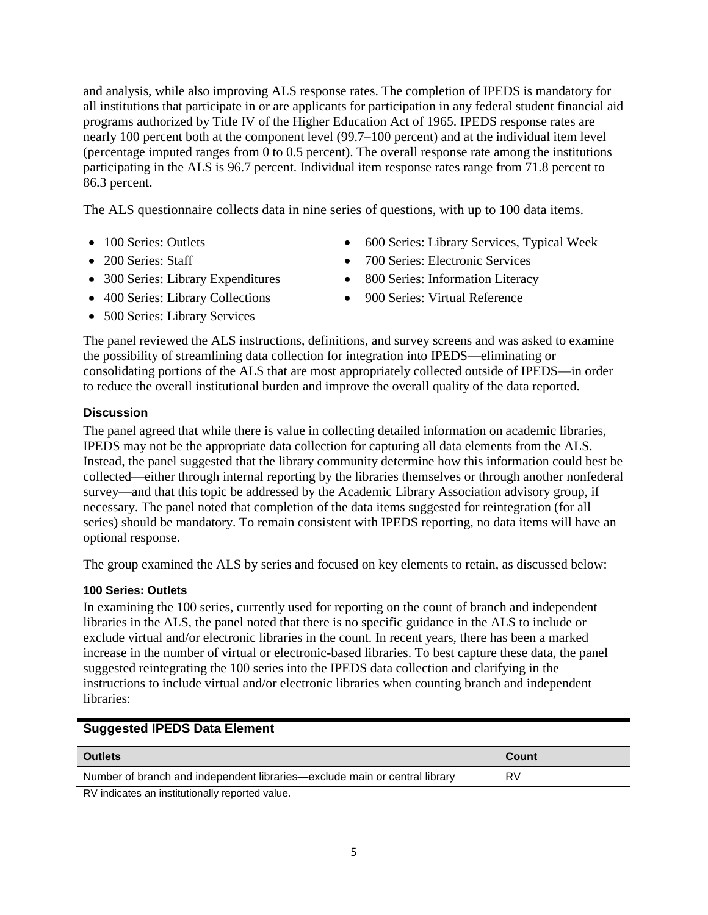and analysis, while also improving ALS response rates. The completion of IPEDS is mandatory for all institutions that participate in or are applicants for participation in any federal student financial aid programs authorized by Title IV of the Higher Education Act of 1965. IPEDS response rates are nearly 100 percent both at the component level (99.7–100 percent) and at the individual item level (percentage imputed ranges from 0 to 0.5 percent). The overall response rate among the institutions participating in the ALS is 96.7 percent. Individual item response rates range from 71.8 percent to 86.3 percent.

The ALS questionnaire collects data in nine series of questions, with up to 100 data items.

- 100 Series: Outlets
- 200 Series: Staff
- 300 Series: Library Expenditures
- 400 Series: Library Collections
- 500 Series: Library Services
- 600 Series: Library Services, Typical Week
- 700 Series: Electronic Services
- 800 Series: Information Literacy
- 900 Series: Virtual Reference

The panel reviewed the ALS instructions, definitions, and survey screens and was asked to examine the possibility of streamlining data collection for integration into IPEDS—eliminating or consolidating portions of the ALS that are most appropriately collected outside of IPEDS—in order to reduce the overall institutional burden and improve the overall quality of the data reported.

### Discussion

The panel agreed that while there is value in collecting detailed information on academic libraries, IPEDS may not be the appropriate data collection for capturing all data elements from the ALS. Instead, the panel suggested that the library community determine how this information could best be collected—either through internal reporting by the libraries themselves or through another nonfederal survey—and that this topic be addressed by the Academic Library Association advisory group, if necessary. The panel noted that completion of the data items suggested for reintegration (for all series) should be mandatory. To remain consistent with IPEDS reporting, no data items will have an optional response.

The group examined the ALS by series and focused on key elements to retain, as discussed below:

#### 100 Series: Outlets

In examining the 100 series, currently used for reporting on the count of branch and independent libraries in the ALS, the panel noted that there is no specific guidance in the ALS to include or exclude virtual and/or electronic libraries in the count. In recent years, there has been a marked increase in the number of virtual or electronic-based libraries. To best capture these data, the panel suggested reintegrating the 100 series into the IPEDS data collection and clarifying in the instructions to include virtual and/or electronic libraries when counting branch and independent libraries:

**Suggested IPEDS Data Element**

| Outlets | Count |
|---|---|
| Number of branch and independent libraries—exclude main or central library | RV |

RV indicates an institutionally reported value.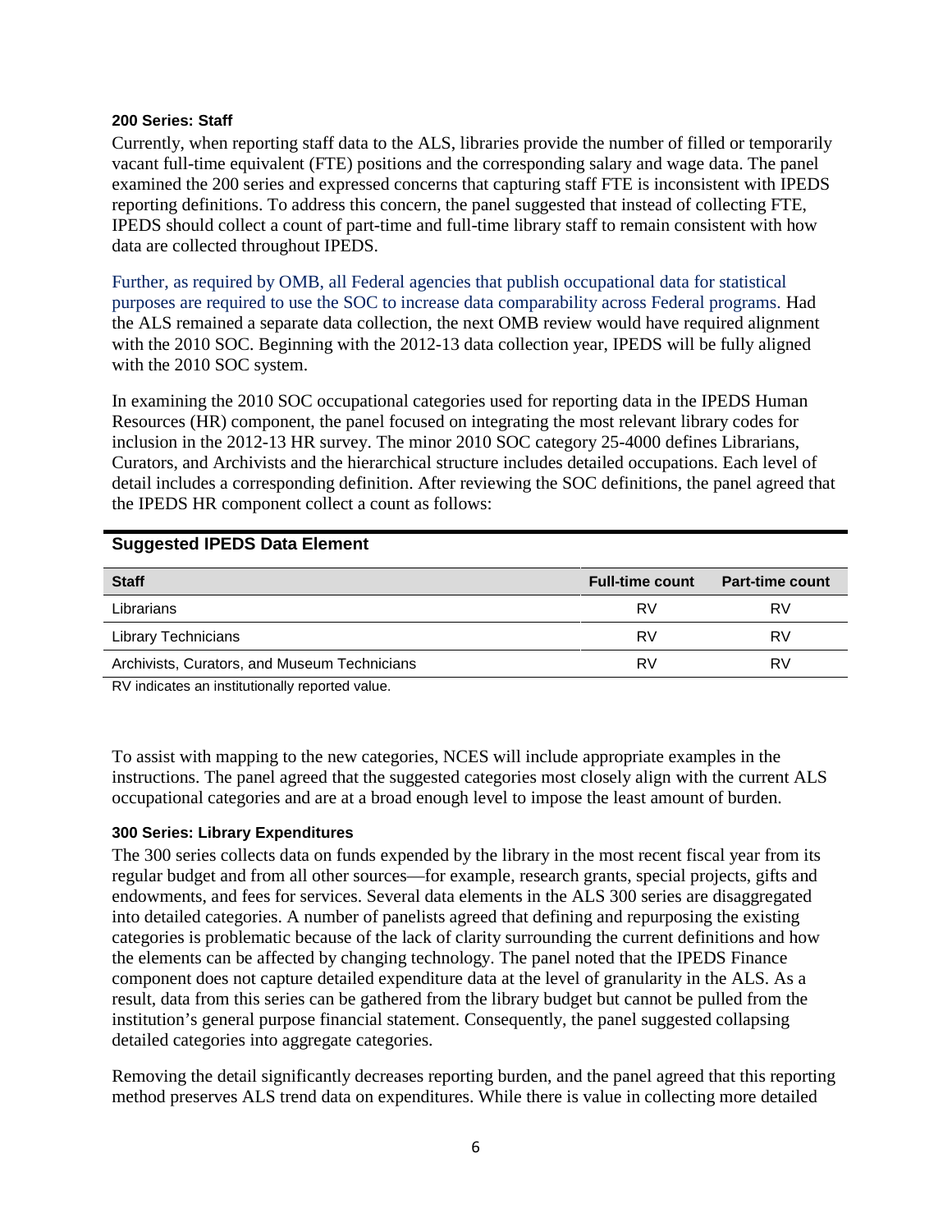#### 200 Series: Staff

Currently, when reporting staff data to the ALS, libraries provide the number of filled or temporarily vacant full-time equivalent (FTE) positions and the corresponding salary and wage data. The panel examined the 200 series and expressed concerns that capturing staff FTE is inconsistent with IPEDS reporting definitions. To address this concern, the panel suggested that instead of collecting FTE, IPEDS should collect a count of part-time and full-time library staff to remain consistent with how data are collected throughout IPEDS.

Further, as required by OMB, all Federal agencies that publish occupational data for statistical purposes are required to use the SOC to increase data comparability across Federal programs. Had the ALS remained a separate data collection, the next OMB review would have required alignment with the 2010 SOC. Beginning with the 2012-13 data collection year, IPEDS will be fully aligned with the 2010 SOC system.

In examining the 2010 SOC occupational categories used for reporting data in the IPEDS Human Resources (HR) component, the panel focused on integrating the most relevant library codes for inclusion in the 2012-13 HR survey. The minor 2010 SOC category 25-4000 defines Librarians, Curators, and Archivists and the hierarchical structure includes detailed occupations. Each level of detail includes a corresponding definition. After reviewing the SOC definitions, the panel agreed that the IPEDS HR component collect a count as follows:

**Suggested IPEDS Data Element**

| Staff | Full-time count | Part-time count |
|---|---|---|
| Librarians | RV | RV |
| Library Technicians | RV | RV |
| Archivists, Curators, and Museum Technicians | RV | RV |

RV indicates an institutionally reported value.

To assist with mapping to the new categories, NCES will include appropriate examples in the instructions. The panel agreed that the suggested categories most closely align with the current ALS occupational categories and are at a broad enough level to impose the least amount of burden.

#### 300 Series: Library Expenditures

The 300 series collects data on funds expended by the library in the most recent fiscal year from its regular budget and from all other sources—for example, research grants, special projects, gifts and endowments, and fees for services. Several data elements in the ALS 300 series are disaggregated into detailed categories. A number of panelists agreed that defining and repurposing the existing categories is problematic because of the lack of clarity surrounding the current definitions and how the elements can be affected by changing technology. The panel noted that the IPEDS Finance component does not capture detailed expenditure data at the level of granularity in the ALS. As a result, data from this series can be gathered from the library budget but cannot be pulled from the institution's general purpose financial statement. Consequently, the panel suggested collapsing detailed categories into aggregate categories.

Removing the detail significantly decreases reporting burden, and the panel agreed that this reporting method preserves ALS trend data on expenditures. While there is value in collecting more detailed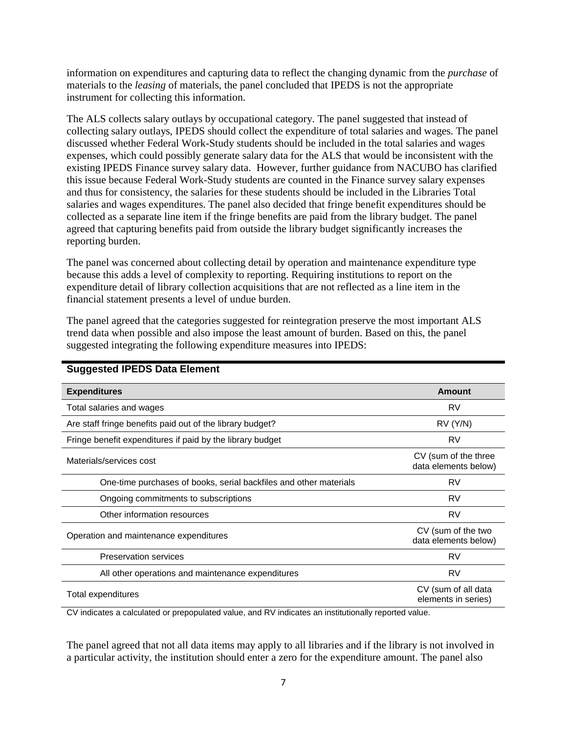information on expenditures and capturing data to reflect the changing dynamic from the *purchase* of materials to the *leasing* of materials, the panel concluded that IPEDS is not the appropriate instrument for collecting this information.

The ALS collects salary outlays by occupational category. The panel suggested that instead of collecting salary outlays, IPEDS should collect the expenditure of total salaries and wages. The panel discussed whether Federal Work-Study students should be included in the total salaries and wages expenses, which could possibly generate salary data for the ALS that would be inconsistent with the existing IPEDS Finance survey salary data. However, further guidance from NACUBO has clarified this issue because Federal Work-Study students are counted in the Finance survey salary expenses and thus for consistency, the salaries for these students should be included in the Libraries Total salaries and wages expenditures. The panel also decided that fringe benefit expenditures should be collected as a separate line item if the fringe benefits are paid from the library budget. The panel agreed that capturing benefits paid from outside the library budget significantly increases the reporting burden.

The panel was concerned about collecting detail by operation and maintenance expenditure type because this adds a level of complexity to reporting. Requiring institutions to report on the expenditure detail of library collection acquisitions that are not reflected as a line item in the financial statement presents a level of undue burden.

The panel agreed that the categories suggested for reintegration preserve the most important ALS trend data when possible and also impose the least amount of burden. Based on this, the panel suggested integrating the following expenditure measures into IPEDS:

**Suggested IPEDS Data Element**

| Expenditures | Amount |
|---|---|
| Total salaries and wages | RV |
| Are staff fringe benefits paid out of the library budget? | RV (Y/N) |
| Fringe benefit expenditures if paid by the library budget | RV |
| Materials/services cost | CV (sum of the three data elements below) |
| One-time purchases of books, serial backfiles and other materials | RV |
| Ongoing commitments to subscriptions | RV |
| Other information resources | RV |
| Operation and maintenance expenditures | CV (sum of the two data elements below) |
| Preservation services | RV |
| All other operations and maintenance expenditures | RV |
| Total expenditures | CV (sum of all data elements in series) |

CV indicates a calculated or prepopulated value, and RV indicates an institutionally reported value.

The panel agreed that not all data items may apply to all libraries and if the library is not involved in a particular activity, the institution should enter a zero for the expenditure amount. The panel also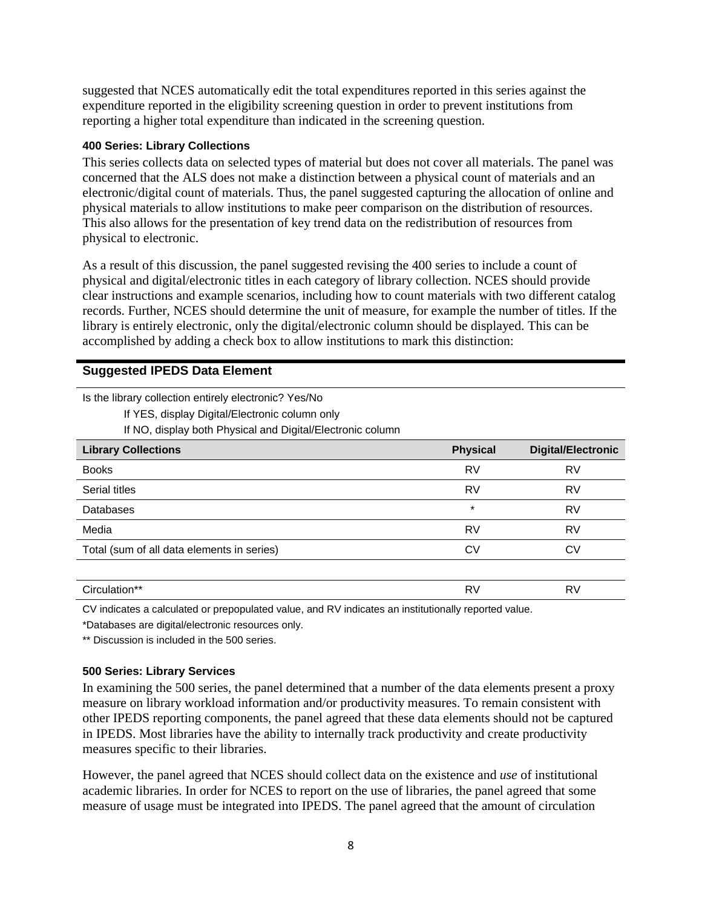suggested that NCES automatically edit the total expenditures reported in this series against the expenditure reported in the eligibility screening question in order to prevent institutions from reporting a higher total expenditure than indicated in the screening question.

#### 400 Series: Library Collections

This series collects data on selected types of material but does not cover all materials. The panel was concerned that the ALS does not make a distinction between a physical count of materials and an electronic/digital count of materials. Thus, the panel suggested capturing the allocation of online and physical materials to allow institutions to make peer comparison on the distribution of resources. This also allows for the presentation of key trend data on the redistribution of resources from physical to electronic.

As a result of this discussion, the panel suggested revising the 400 series to include a count of physical and digital/electronic titles in each category of library collection. NCES should provide clear instructions and example scenarios, including how to count materials with two different catalog records. Further, NCES should determine the unit of measure, for example the number of titles. If the library is entirely electronic, only the digital/electronic column should be displayed. This can be accomplished by adding a check box to allow institutions to mark this distinction:

### Suggested IPEDS Data Element

Is the library collection entirely electronic? Yes/No

If YES, display Digital/Electronic column only

If NO, display both Physical and Digital/Electronic column

| Library Collections | Physical | Digital/Electronic |
|---|---|---|
| Books | RV | RV |
| Serial titles | RV | RV |
| Databases | * | RV |
| Media | RV | RV |
| Total (sum of all data elements in series) | CV | CV |
| | | |
| Circulation** | RV | RV |

CV indicates a calculated or prepopulated value, and RV indicates an institutionally reported value.

*Databases are digital/electronic resources only.

** Discussion is included in the 500 series.

#### 500 Series: Library Services

In examining the 500 series, the panel determined that a number of the data elements present a proxy measure on library workload information and/or productivity measures. To remain consistent with other IPEDS reporting components, the panel agreed that these data elements should not be captured in IPEDS. Most libraries have the ability to internally track productivity and create productivity measures specific to their libraries.

However, the panel agreed that NCES should collect data on the existence and *use* of institutional academic libraries. In order for NCES to report on the use of libraries, the panel agreed that some measure of usage must be integrated into IPEDS. The panel agreed that the amount of circulation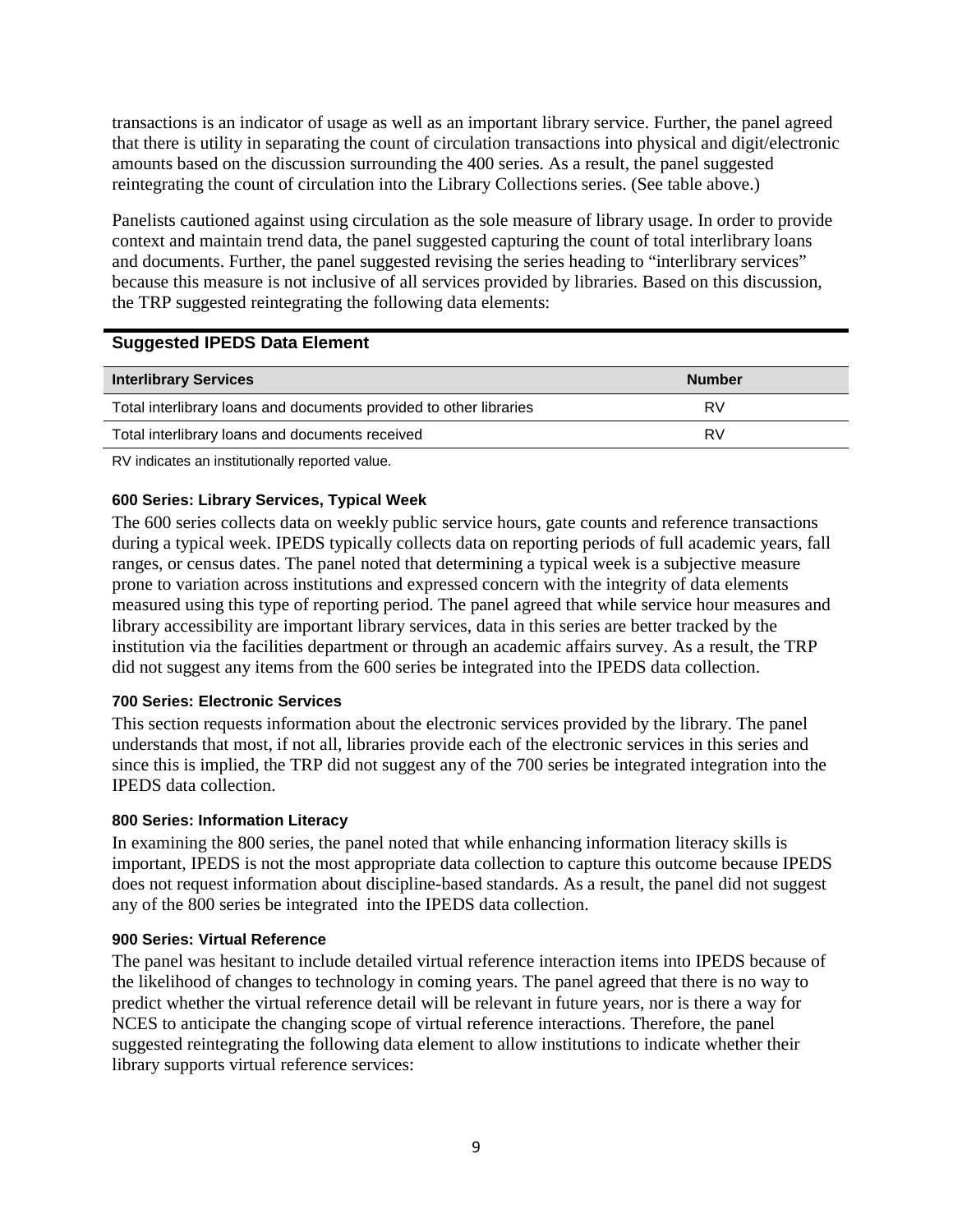transactions is an indicator of usage as well as an important library service. Further, the panel agreed that there is utility in separating the count of circulation transactions into physical and digit/electronic amounts based on the discussion surrounding the 400 series. As a result, the panel suggested reintegrating the count of circulation into the Library Collections series. (See table above.)

Panelists cautioned against using circulation as the sole measure of library usage. In order to provide context and maintain trend data, the panel suggested capturing the count of total interlibrary loans and documents. Further, the panel suggested revising the series heading to "interlibrary services" because this measure is not inclusive of all services provided by libraries. Based on this discussion, the TRP suggested reintegrating the following data elements:

**Suggested IPEDS Data Element**

| Interlibrary Services | Number |
| --- | --- |
| Total interlibrary loans and documents provided to other libraries | RV |
| Total interlibrary loans and documents received | RV |

RV indicates an institutionally reported value.

#### 600 Series: Library Services, Typical Week

The 600 series collects data on weekly public service hours, gate counts and reference transactions during a typical week. IPEDS typically collects data on reporting periods of full academic years, fall ranges, or census dates. The panel noted that determining a typical week is a subjective measure prone to variation across institutions and expressed concern with the integrity of data elements measured using this type of reporting period. The panel agreed that while service hour measures and library accessibility are important library services, data in this series are better tracked by the institution via the facilities department or through an academic affairs survey. As a result, the TRP did not suggest any items from the 600 series be integrated into the IPEDS data collection.

#### 700 Series: Electronic Services

This section requests information about the electronic services provided by the library. The panel understands that most, if not all, libraries provide each of the electronic services in this series and since this is implied, the TRP did not suggest any of the 700 series be integrated integration into the IPEDS data collection.

#### 800 Series: Information Literacy

In examining the 800 series, the panel noted that while enhancing information literacy skills is important, IPEDS is not the most appropriate data collection to capture this outcome because IPEDS does not request information about discipline-based standards. As a result, the panel did not suggest any of the 800 series be integrated into the IPEDS data collection.

#### 900 Series: Virtual Reference

The panel was hesitant to include detailed virtual reference interaction items into IPEDS because of the likelihood of changes to technology in coming years. The panel agreed that there is no way to predict whether the virtual reference detail will be relevant in future years, nor is there a way for NCES to anticipate the changing scope of virtual reference interactions. Therefore, the panel suggested reintegrating the following data element to allow institutions to indicate whether their library supports virtual reference services: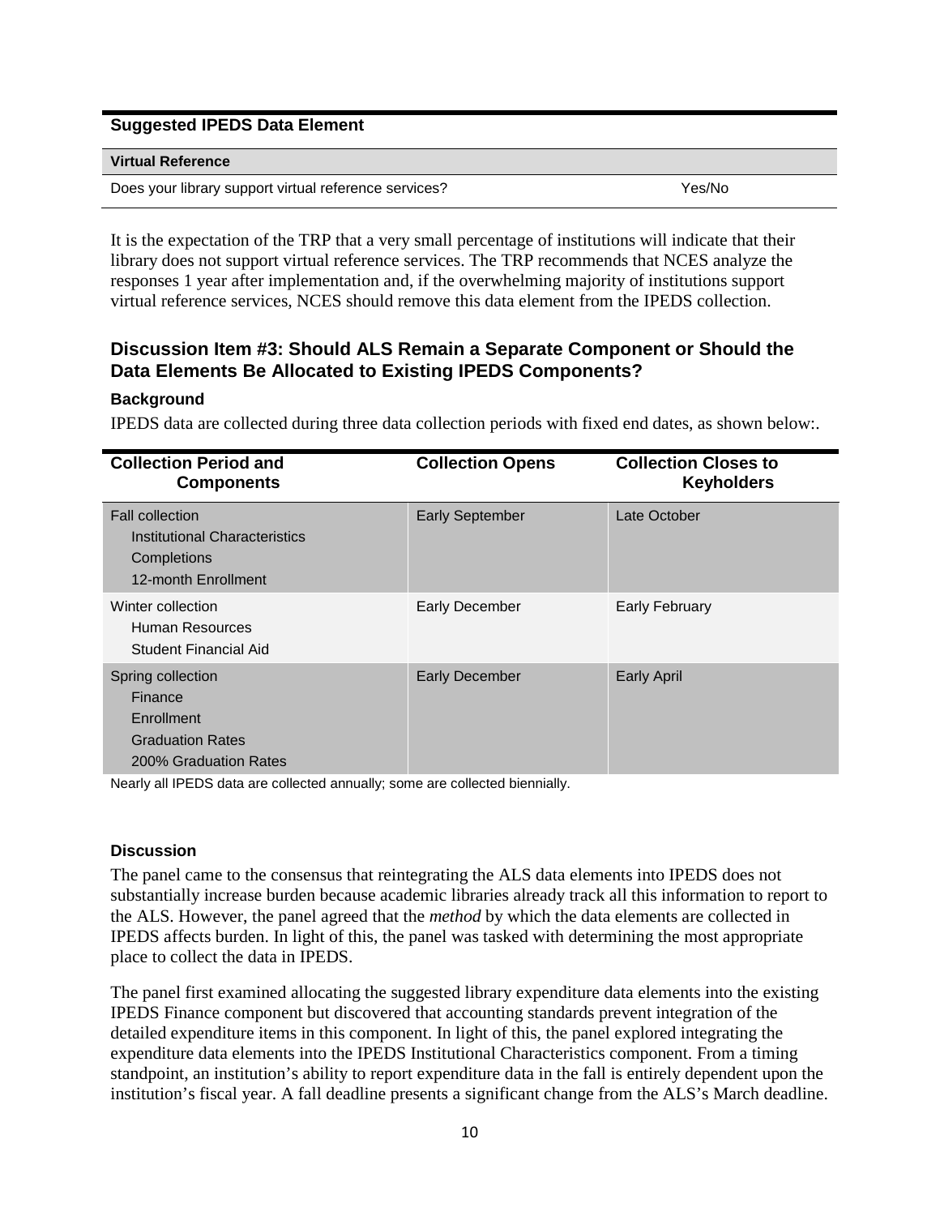| Suggested IPEDS Data Element | |
|---|---|
| **Virtual Reference** | |
| Does your library support virtual reference services? | Yes/No |

It is the expectation of the TRP that a very small percentage of institutions will indicate that their library does not support virtual reference services. The TRP recommends that NCES analyze the responses 1 year after implementation and, if the overwhelming majority of institutions support virtual reference services, NCES should remove this data element from the IPEDS collection.

## Discussion Item #3: Should ALS Remain a Separate Component or Should the Data Elements Be Allocated to Existing IPEDS Components?

### Background

IPEDS data are collected during three data collection periods with fixed end dates, as shown below:.

| Collection Period and Components | Collection Opens | Collection Closes to Keyholders |
|---|---|---|
| Fall collection<br>Institutional Characteristics<br>Completions<br>12-month Enrollment | Early September | Late October |
| Winter collection<br>Human Resources<br>Student Financial Aid | Early December | Early February |
| Spring collection<br>Finance<br>Enrollment<br>Graduation Rates<br>200% Graduation Rates | Early December | Early April |

Nearly all IPEDS data are collected annually; some are collected biennially.

### Discussion

The panel came to the consensus that reintegrating the ALS data elements into IPEDS does not substantially increase burden because academic libraries already track all this information to report to the ALS. However, the panel agreed that the *method* by which the data elements are collected in IPEDS affects burden. In light of this, the panel was tasked with determining the most appropriate place to collect the data in IPEDS.

The panel first examined allocating the suggested library expenditure data elements into the existing IPEDS Finance component but discovered that accounting standards prevent integration of the detailed expenditure items in this component. In light of this, the panel explored integrating the expenditure data elements into the IPEDS Institutional Characteristics component. From a timing standpoint, an institution's ability to report expenditure data in the fall is entirely dependent upon the institution's fiscal year. A fall deadline presents a significant change from the ALS's March deadline.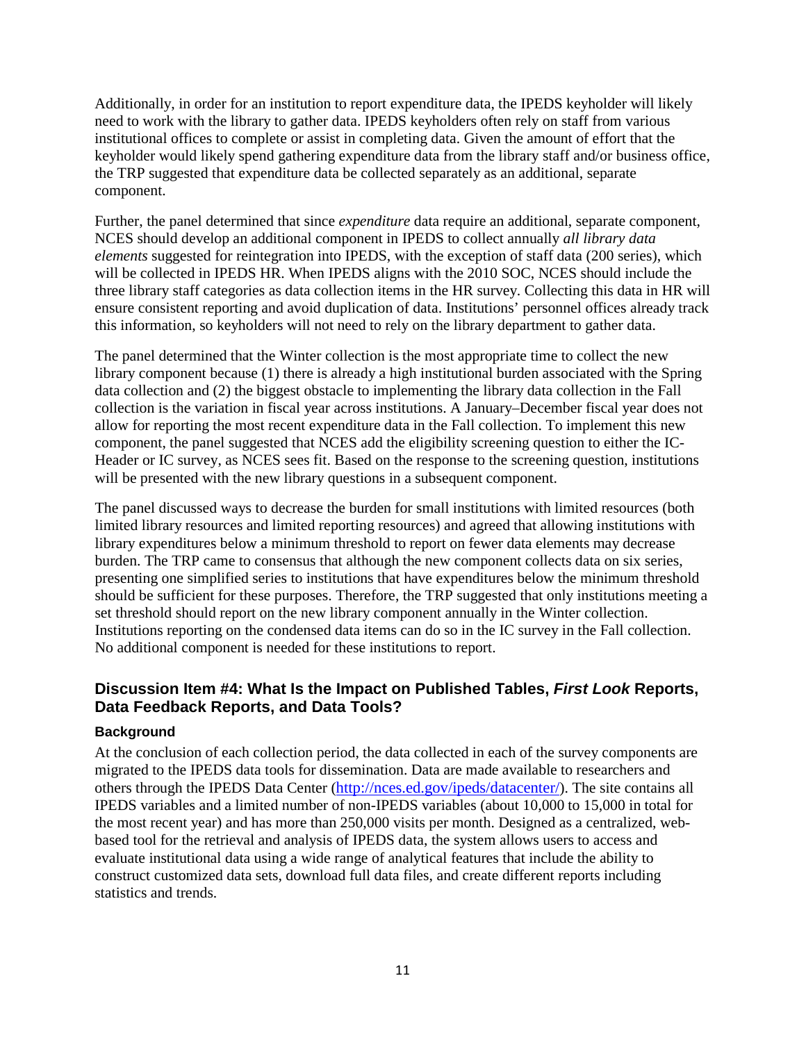Additionally, in order for an institution to report expenditure data, the IPEDS keyholder will likely need to work with the library to gather data. IPEDS keyholders often rely on staff from various institutional offices to complete or assist in completing data. Given the amount of effort that the keyholder would likely spend gathering expenditure data from the library staff and/or business office, the TRP suggested that expenditure data be collected separately as an additional, separate component.

Further, the panel determined that since *expenditure* data require an additional, separate component, NCES should develop an additional component in IPEDS to collect annually *all library data elements* suggested for reintegration into IPEDS, with the exception of staff data (200 series), which will be collected in IPEDS HR. When IPEDS aligns with the 2010 SOC, NCES should include the three library staff categories as data collection items in the HR survey. Collecting this data in HR will ensure consistent reporting and avoid duplication of data. Institutions' personnel offices already track this information, so keyholders will not need to rely on the library department to gather data.

The panel determined that the Winter collection is the most appropriate time to collect the new library component because (1) there is already a high institutional burden associated with the Spring data collection and (2) the biggest obstacle to implementing the library data collection in the Fall collection is the variation in fiscal year across institutions. A January–December fiscal year does not allow for reporting the most recent expenditure data in the Fall collection. To implement this new component, the panel suggested that NCES add the eligibility screening question to either the IC-Header or IC survey, as NCES sees fit. Based on the response to the screening question, institutions will be presented with the new library questions in a subsequent component.

The panel discussed ways to decrease the burden for small institutions with limited resources (both limited library resources and limited reporting resources) and agreed that allowing institutions with library expenditures below a minimum threshold to report on fewer data elements may decrease burden. The TRP came to consensus that although the new component collects data on six series, presenting one simplified series to institutions that have expenditures below the minimum threshold should be sufficient for these purposes. Therefore, the TRP suggested that only institutions meeting a set threshold should report on the new library component annually in the Winter collection. Institutions reporting on the condensed data items can do so in the IC survey in the Fall collection. No additional component is needed for these institutions to report.

## Discussion Item #4: What Is the Impact on Published Tables, *First Look* Reports, Data Feedback Reports, and Data Tools?

### Background

At the conclusion of each collection period, the data collected in each of the survey components are migrated to the IPEDS data tools for dissemination. Data are made available to researchers and others through the IPEDS Data Center (http://nces.ed.gov/ipeds/datacenter/). The site contains all IPEDS variables and a limited number of non-IPEDS variables (about 10,000 to 15,000 in total for the most recent year) and has more than 250,000 visits per month. Designed as a centralized, web-based tool for the retrieval and analysis of IPEDS data, the system allows users to access and evaluate institutional data using a wide range of analytical features that include the ability to construct customized data sets, download full data files, and create different reports including statistics and trends.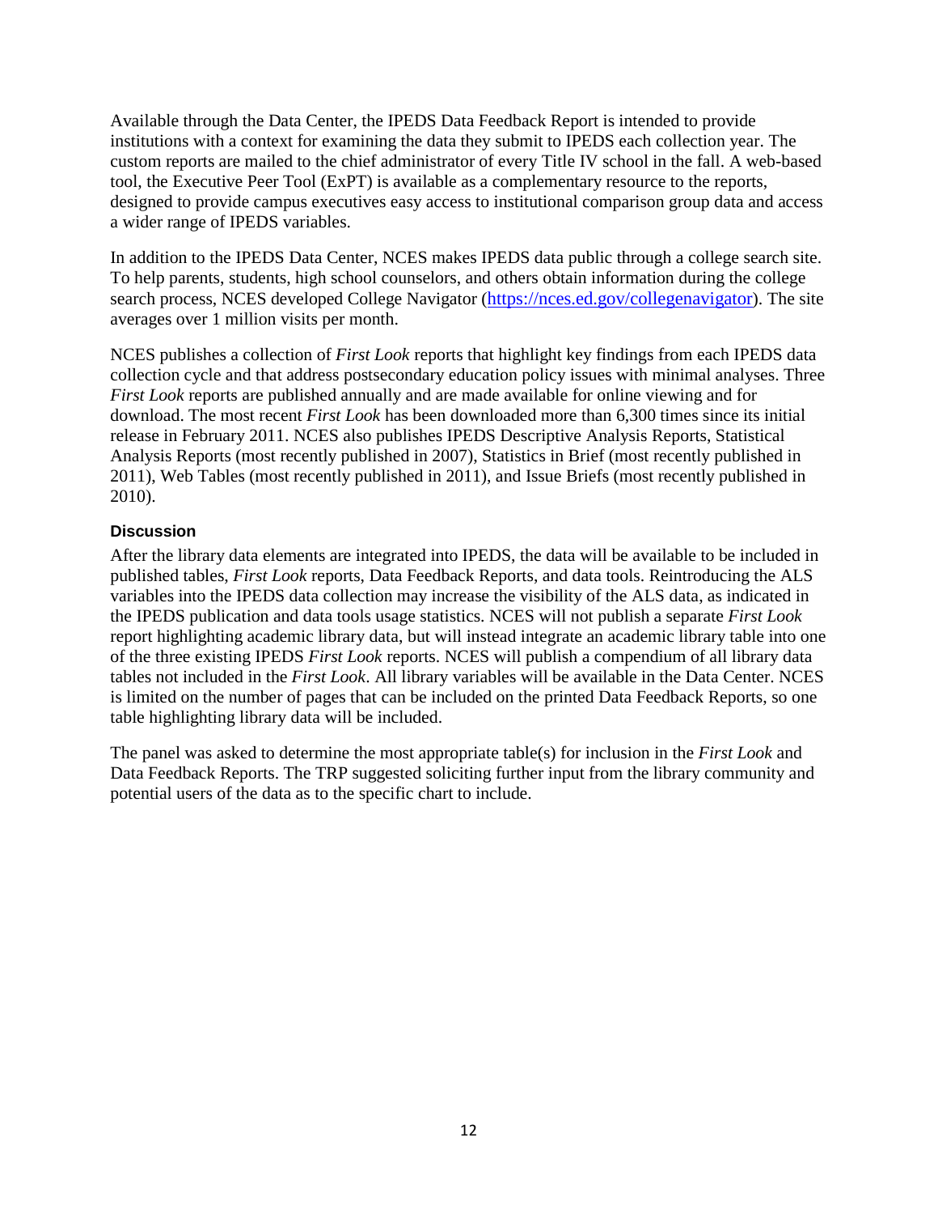Available through the Data Center, the IPEDS Data Feedback Report is intended to provide institutions with a context for examining the data they submit to IPEDS each collection year. The custom reports are mailed to the chief administrator of every Title IV school in the fall. A web-based tool, the Executive Peer Tool (ExPT) is available as a complementary resource to the reports, designed to provide campus executives easy access to institutional comparison group data and access a wider range of IPEDS variables.

In addition to the IPEDS Data Center, NCES makes IPEDS data public through a college search site. To help parents, students, high school counselors, and others obtain information during the college search process, NCES developed College Navigator (https://nces.ed.gov/collegenavigator). The site averages over 1 million visits per month.

NCES publishes a collection of *First Look* reports that highlight key findings from each IPEDS data collection cycle and that address postsecondary education policy issues with minimal analyses. Three *First Look* reports are published annually and are made available for online viewing and for download. The most recent *First Look* has been downloaded more than 6,300 times since its initial release in February 2011. NCES also publishes IPEDS Descriptive Analysis Reports, Statistical Analysis Reports (most recently published in 2007), Statistics in Brief (most recently published in 2011), Web Tables (most recently published in 2011), and Issue Briefs (most recently published in 2010).

### Discussion

After the library data elements are integrated into IPEDS, the data will be available to be included in published tables, *First Look* reports, Data Feedback Reports, and data tools. Reintroducing the ALS variables into the IPEDS data collection may increase the visibility of the ALS data, as indicated in the IPEDS publication and data tools usage statistics. NCES will not publish a separate *First Look* report highlighting academic library data, but will instead integrate an academic library table into one of the three existing IPEDS *First Look* reports. NCES will publish a compendium of all library data tables not included in the *First Look*. All library variables will be available in the Data Center. NCES is limited on the number of pages that can be included on the printed Data Feedback Reports, so one table highlighting library data will be included.

The panel was asked to determine the most appropriate table(s) for inclusion in the *First Look* and Data Feedback Reports. The TRP suggested soliciting further input from the library community and potential users of the data as to the specific chart to include.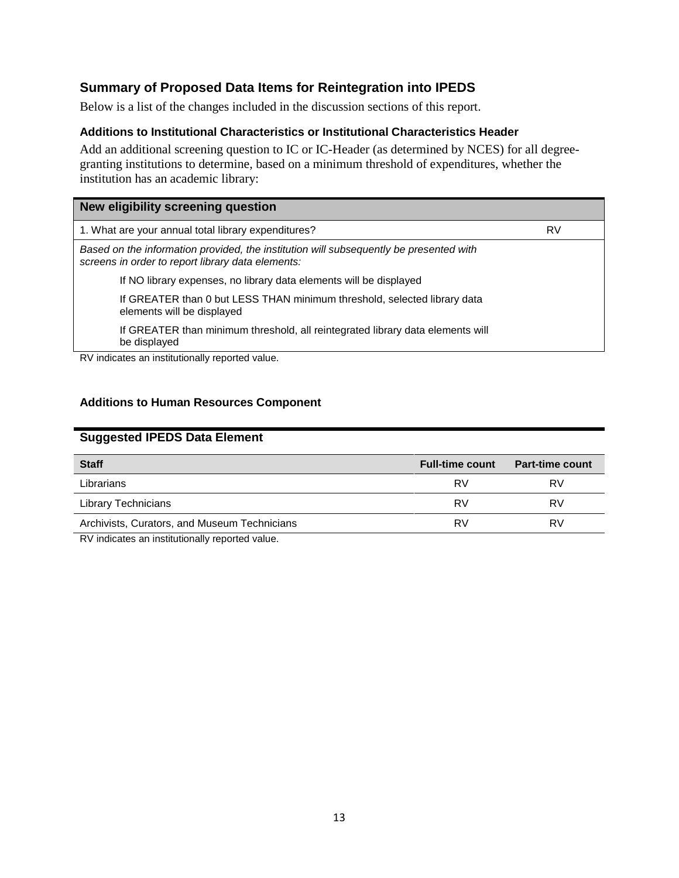## Summary of Proposed Data Items for Reintegration into IPEDS

Below is a list of the changes included in the discussion sections of this report.

### Additions to Institutional Characteristics or Institutional Characteristics Header

Add an additional screening question to IC or IC-Header (as determined by NCES) for all degree-granting institutions to determine, based on a minimum threshold of expenditures, whether the institution has an academic library:

| New eligibility screening question | |
|---|---|
| 1. What are your annual total library expenditures? | RV |
| *Based on the information provided, the institution will subsequently be presented with screens in order to report library data elements:* | |
| If NO library expenses, no library data elements will be displayed | |
| If GREATER than 0 but LESS THAN minimum threshold, selected library data elements will be displayed | |
| If GREATER than minimum threshold, all reintegrated library data elements will be displayed | |

RV indicates an institutionally reported value.

### Additions to Human Resources Component

**Suggested IPEDS Data Element**

| Staff | Full-time count | Part-time count |
|---|---|---|
| Librarians | RV | RV |
| Library Technicians | RV | RV |
| Archivists, Curators, and Museum Technicians | RV | RV |

RV indicates an institutionally reported value.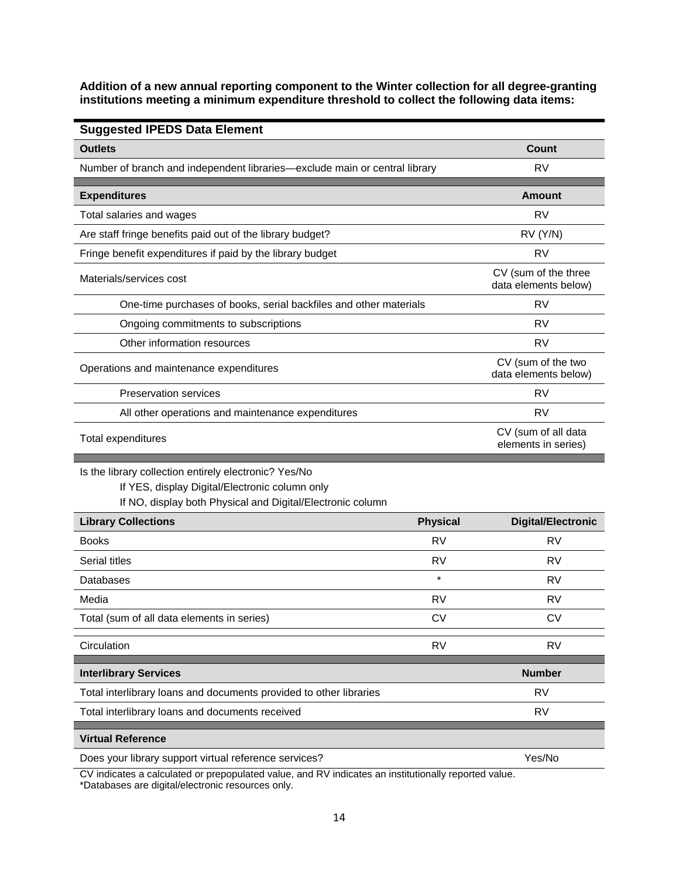**Addition of a new annual reporting component to the Winter collection for all degree-granting institutions meeting a minimum expenditure threshold to collect the following data items:**

| Suggested IPEDS Data Element | |
|---|---|
| **Outlets** | **Count** |
| Number of branch and independent libraries—exclude main or central library | RV |
| **Expenditures** | **Amount** |
| Total salaries and wages | RV |
| Are staff fringe benefits paid out of the library budget? | RV (Y/N) |
| Fringe benefit expenditures if paid by the library budget | RV |
| Materials/services cost | CV (sum of the three data elements below) |
| One-time purchases of books, serial backfiles and other materials | RV |
| Ongoing commitments to subscriptions | RV |
| Other information resources | RV |
| Operations and maintenance expenditures | CV (sum of the two data elements below) |
| Preservation services | RV |
| All other operations and maintenance expenditures | RV |
| Total expenditures | CV (sum of all data elements in series) |

Is the library collection entirely electronic? Yes/No

If YES, display Digital/Electronic column only

If NO, display both Physical and Digital/Electronic column

| Library Collections | Physical | Digital/Electronic |
|---|---|---|
| Books | RV | RV |
| Serial titles | RV | RV |
| Databases | * | RV |
| Media | RV | RV |
| Total (sum of all data elements in series) | CV | CV |
| Circulation | RV | RV |

| Interlibrary Services | Number |
|---|---|
| Total interlibrary loans and documents provided to other libraries | RV |
| Total interlibrary loans and documents received | RV |

| Virtual Reference | |
|---|---|
| Does your library support virtual reference services? | Yes/No |

CV indicates a calculated or prepopulated value, and RV indicates an institutionally reported value.
*Databases are digital/electronic resources only.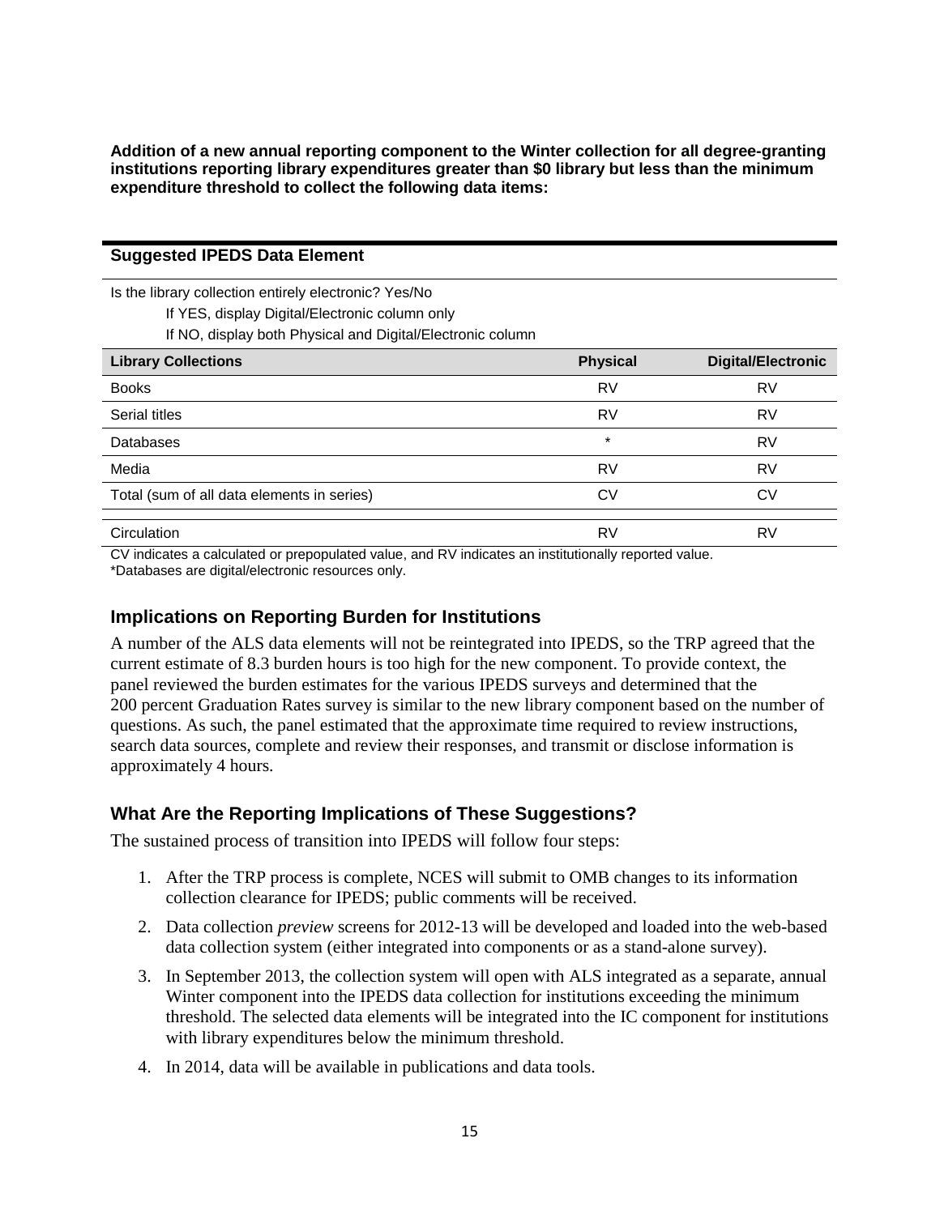**Addition of a new annual reporting component to the Winter collection for all degree-granting institutions reporting library expenditures greater than $0 library but less than the minimum expenditure threshold to collect the following data items:**

**Suggested IPEDS Data Element**

Is the library collection entirely electronic? Yes/No

If YES, display Digital/Electronic column only

If NO, display both Physical and Digital/Electronic column

| Library Collections | Physical | Digital/Electronic |
|---|---|---|
| Books | RV | RV |
| Serial titles | RV | RV |
| Databases | * | RV |
| Media | RV | RV |
| Total (sum of all data elements in series) | CV | CV |
| Circulation | RV | RV |

CV indicates a calculated or prepopulated value, and RV indicates an institutionally reported value.
*Databases are digital/electronic resources only.

## Implications on Reporting Burden for Institutions

A number of the ALS data elements will not be reintegrated into IPEDS, so the TRP agreed that the current estimate of 8.3 burden hours is too high for the new component. To provide context, the panel reviewed the burden estimates for the various IPEDS surveys and determined that the 200 percent Graduation Rates survey is similar to the new library component based on the number of questions. As such, the panel estimated that the approximate time required to review instructions, search data sources, complete and review their responses, and transmit or disclose information is approximately 4 hours.

## What Are the Reporting Implications of These Suggestions?

The sustained process of transition into IPEDS will follow four steps:

1. After the TRP process is complete, NCES will submit to OMB changes to its information collection clearance for IPEDS; public comments will be received.
2. Data collection *preview* screens for 2012-13 will be developed and loaded into the web-based data collection system (either integrated into components or as a stand-alone survey).
3. In September 2013, the collection system will open with ALS integrated as a separate, annual Winter component into the IPEDS data collection for institutions exceeding the minimum threshold. The selected data elements will be integrated into the IC component for institutions with library expenditures below the minimum threshold.
4. In 2014, data will be available in publications and data tools.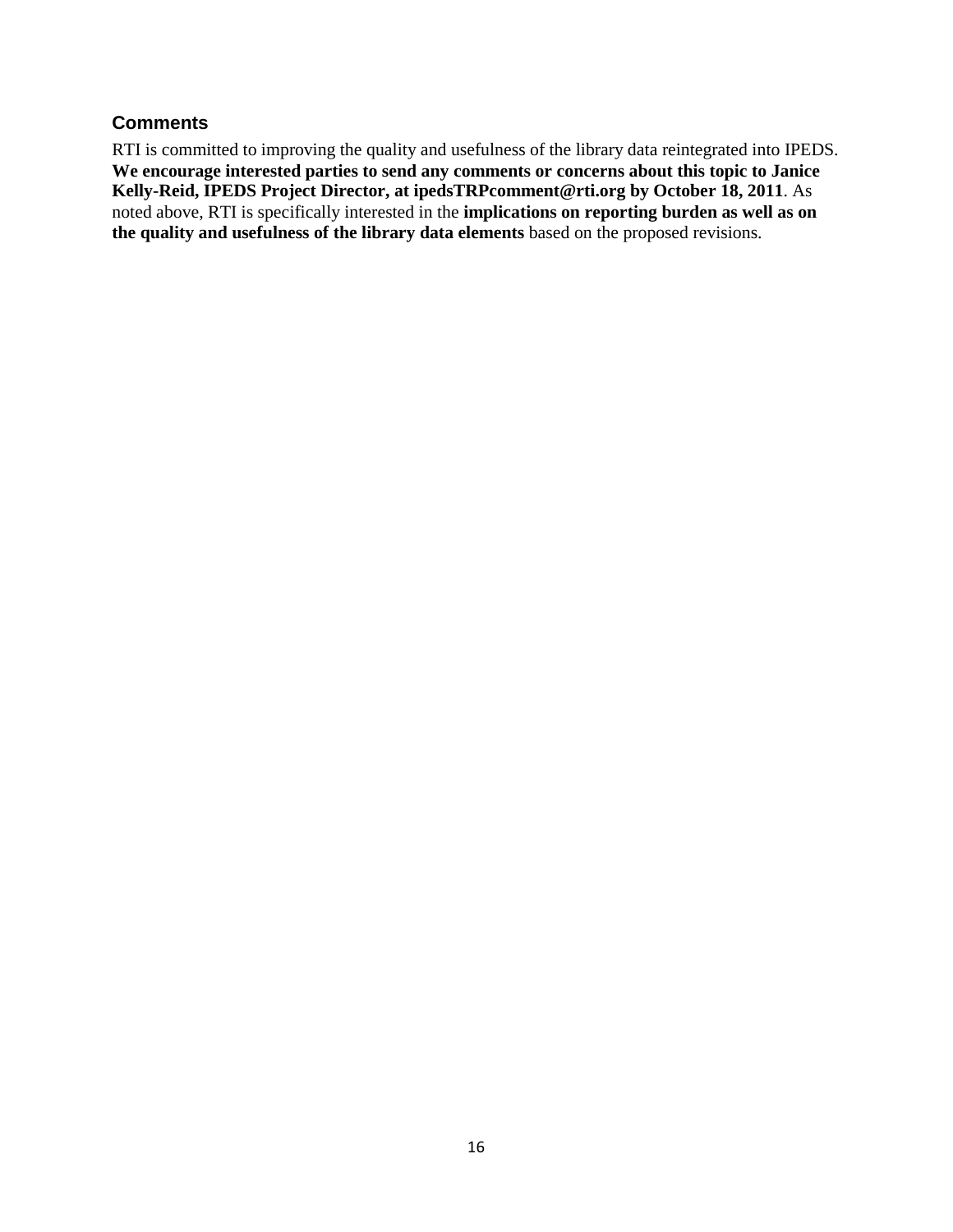## Comments

RTI is committed to improving the quality and usefulness of the library data reintegrated into IPEDS. **We encourage interested parties to send any comments or concerns about this topic to Janice Kelly-Reid, IPEDS Project Director, at ipedsTRPcomment@rti.org by October 18, 2011**. As noted above, RTI is specifically interested in the **implications on reporting burden as well as on the quality and usefulness of the library data elements** based on the proposed revisions.